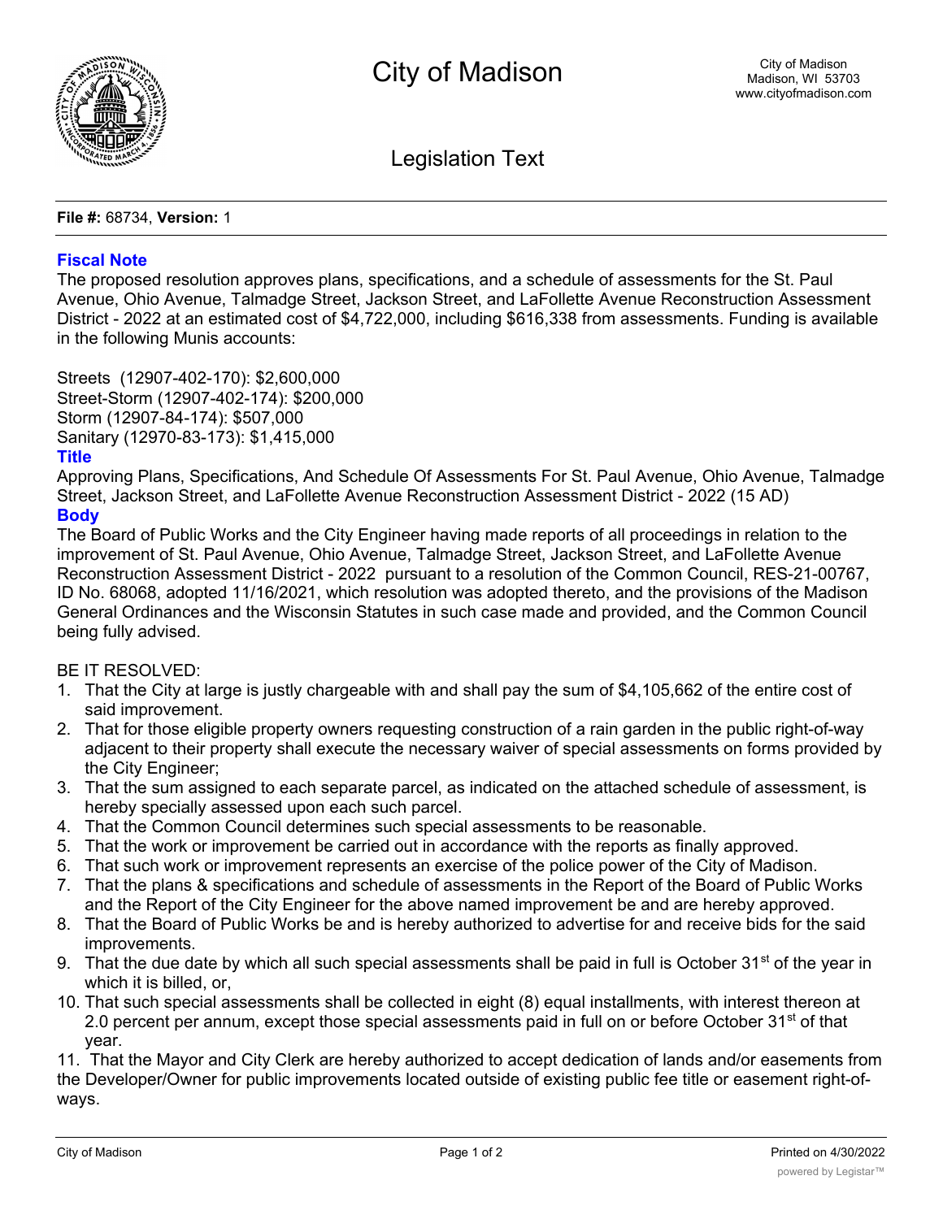# City of Madison

City of Madison
Madison, WI 53703
www.cityofmadison.com

## Legislation Text

**File #:** 68734, **Version:** 1

### Fiscal Note

The proposed resolution approves plans, specifications, and a schedule of assessments for the St. Paul Avenue, Ohio Avenue, Talmadge Street, Jackson Street, and LaFollette Avenue Reconstruction Assessment District - 2022 at an estimated cost of $4,722,000, including $616,338 from assessments. Funding is available in the following Munis accounts:

Streets (12907-402-170): $2,600,000
Street-Storm (12907-402-174): $200,000
Storm (12907-84-174): $507,000
Sanitary (12970-83-173): $1,415,000

### Title

Approving Plans, Specifications, And Schedule Of Assessments For St. Paul Avenue, Ohio Avenue, Talmadge Street, Jackson Street, and LaFollette Avenue Reconstruction Assessment District - 2022 (15 AD)

### Body

The Board of Public Works and the City Engineer having made reports of all proceedings in relation to the improvement of St. Paul Avenue, Ohio Avenue, Talmadge Street, Jackson Street, and LaFollette Avenue Reconstruction Assessment District - 2022 pursuant to a resolution of the Common Council, RES-21-00767, ID No. 68068, adopted 11/16/2021, which resolution was adopted thereto, and the provisions of the Madison General Ordinances and the Wisconsin Statutes in such case made and provided, and the Common Council being fully advised.

BE IT RESOLVED:

1. That the City at large is justly chargeable with and shall pay the sum of $4,105,662 of the entire cost of said improvement.
2. That for those eligible property owners requesting construction of a rain garden in the public right-of-way adjacent to their property shall execute the necessary waiver of special assessments on forms provided by the City Engineer;
3. That the sum assigned to each separate parcel, as indicated on the attached schedule of assessment, is hereby specially assessed upon each such parcel.
4. That the Common Council determines such special assessments to be reasonable.
5. That the work or improvement be carried out in accordance with the reports as finally approved.
6. That such work or improvement represents an exercise of the police power of the City of Madison.
7. That the plans & specifications and schedule of assessments in the Report of the Board of Public Works and the Report of the City Engineer for the above named improvement be and are hereby approved.
8. That the Board of Public Works be and is hereby authorized to advertise for and receive bids for the said improvements.
9. That the due date by which all such special assessments shall be paid in full is October 31st of the year in which it is billed, or,
10. That such special assessments shall be collected in eight (8) equal installments, with interest thereon at 2.0 percent per annum, except those special assessments paid in full on or before October 31st of that year.
11. That the Mayor and City Clerk are hereby authorized to accept dedication of lands and/or easements from the Developer/Owner for public improvements located outside of existing public fee title or easement right-of-ways.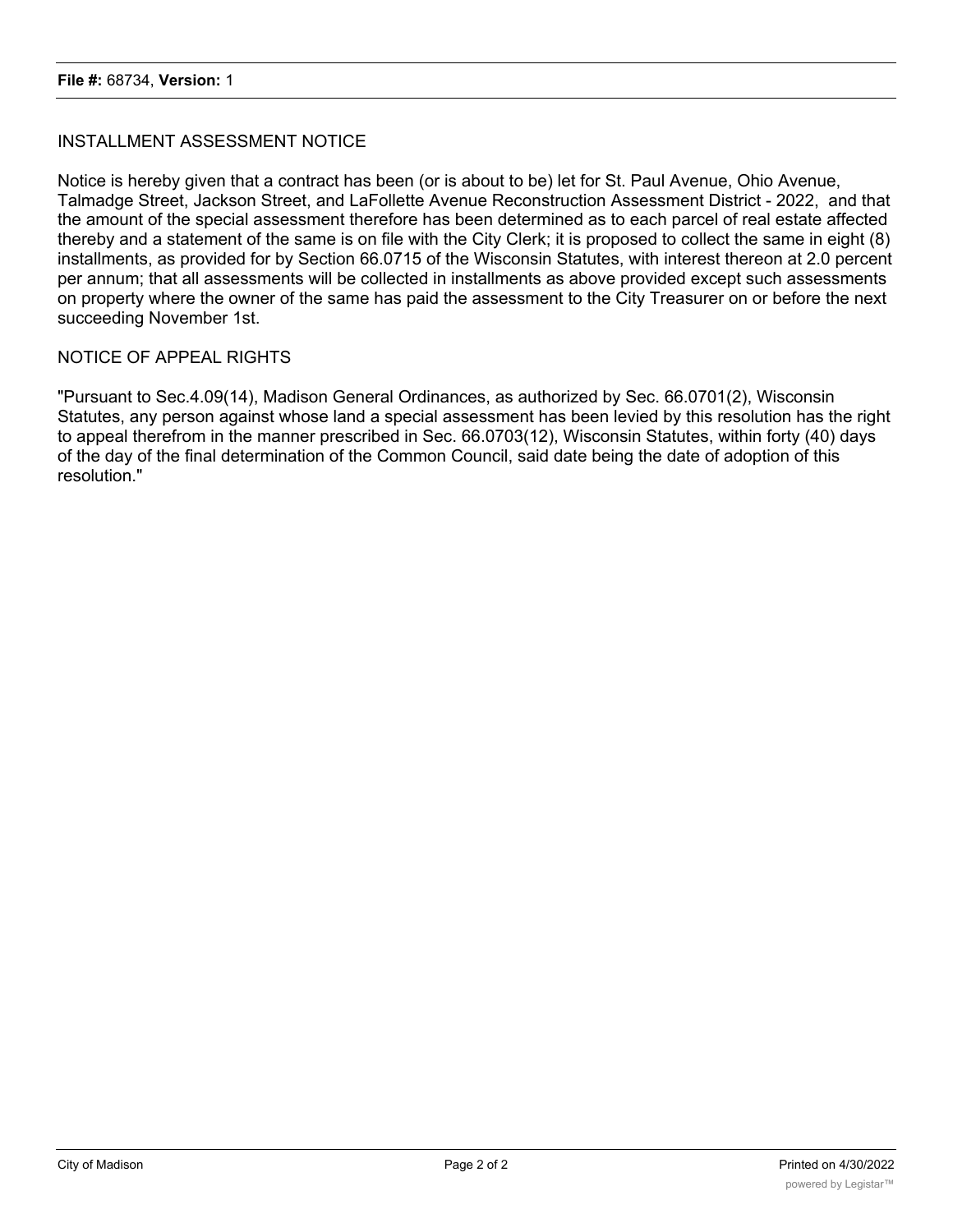INSTALLMENT ASSESSMENT NOTICE

Notice is hereby given that a contract has been (or is about to be) let for St. Paul Avenue, Ohio Avenue, Talmadge Street, Jackson Street, and LaFollette Avenue Reconstruction Assessment District - 2022, and that the amount of the special assessment therefore has been determined as to each parcel of real estate affected thereby and a statement of the same is on file with the City Clerk; it is proposed to collect the same in eight (8) installments, as provided for by Section 66.0715 of the Wisconsin Statutes, with interest thereon at 2.0 percent per annum; that all assessments will be collected in installments as above provided except such assessments on property where the owner of the same has paid the assessment to the City Treasurer on or before the next succeeding November 1st.

NOTICE OF APPEAL RIGHTS

"Pursuant to Sec.4.09(14), Madison General Ordinances, as authorized by Sec. 66.0701(2), Wisconsin Statutes, any person against whose land a special assessment has been levied by this resolution has the right to appeal therefrom in the manner prescribed in Sec. 66.0703(12), Wisconsin Statutes, within forty (40) days of the day of the final determination of the Common Council, said date being the date of adoption of this resolution."